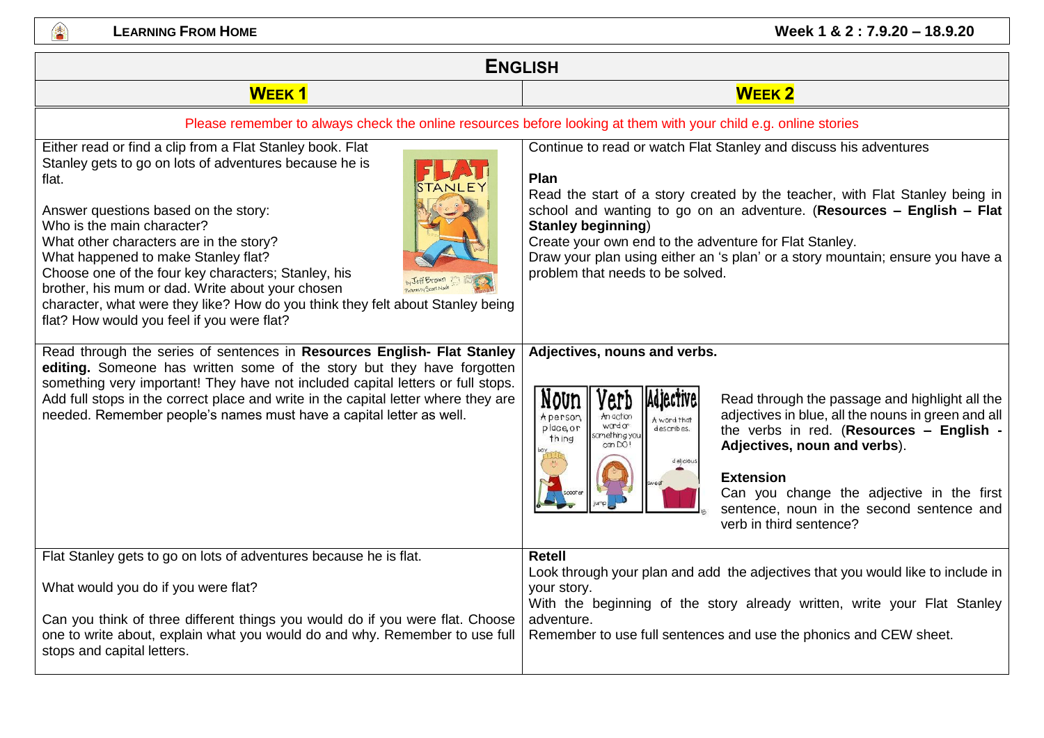**LEARNING FROM HOME** — **Week 1 & 2 : 7.9.20 – 18.9.20**

# ENGLISH

| **WEEK 1** | **WEEK 2** |
|---|---|
| Please remember to always check the online resources before looking at them with your child e.g. online stories | |
| Either read or find a clip from a Flat Stanley book. Flat Stanley gets to go on lots of adventures because he is flat.<br><br>Answer questions based on the story:<br>Who is the main character?<br>What other characters are in the story?<br>What happened to make Stanley flat?<br>Choose one of the four key characters; Stanley, his brother, his mum or dad. Write about your chosen character, what were they like? How do you think they felt about Stanley being flat? How would you feel if you were flat? | Continue to read or watch Flat Stanley and discuss his adventures<br><br>**Plan**<br>Read the start of a story created by the teacher, with Flat Stanley being in school and wanting to go on an adventure. (**Resources – English – Flat Stanley beginning**)<br>Create your own end to the adventure for Flat Stanley.<br>Draw your plan using either an 's plan' or a story mountain; ensure you have a problem that needs to be solved. |
| Read through the series of sentences in **Resources English- Flat Stanley editing.** Someone has written some of the story but they have forgotten something very important! They have not included capital letters or full stops. Add full stops in the correct place and write in the capital letter where they are needed. Remember people's names must have a capital letter as well. | **Adjectives, nouns and verbs.**<br><br>Read through the passage and highlight all the adjectives in blue, all the nouns in green and all the verbs in red. (**Resources – English - Adjectives, noun and verbs**).<br><br>**Extension**<br>Can you change the adjective in the first sentence, noun in the second sentence and verb in third sentence? |
| Flat Stanley gets to go on lots of adventures because he is flat.<br><br>What would you do if you were flat?<br><br>Can you think of three different things you would do if you were flat. Choose one to write about, explain what you would do and why. Remember to use full stops and capital letters. | **Retell**<br>Look through your plan and add the adjectives that you would like to include in your story.<br>With the beginning of the story already written, write your Flat Stanley adventure.<br>Remember to use full sentences and use the phonics and CEW sheet. |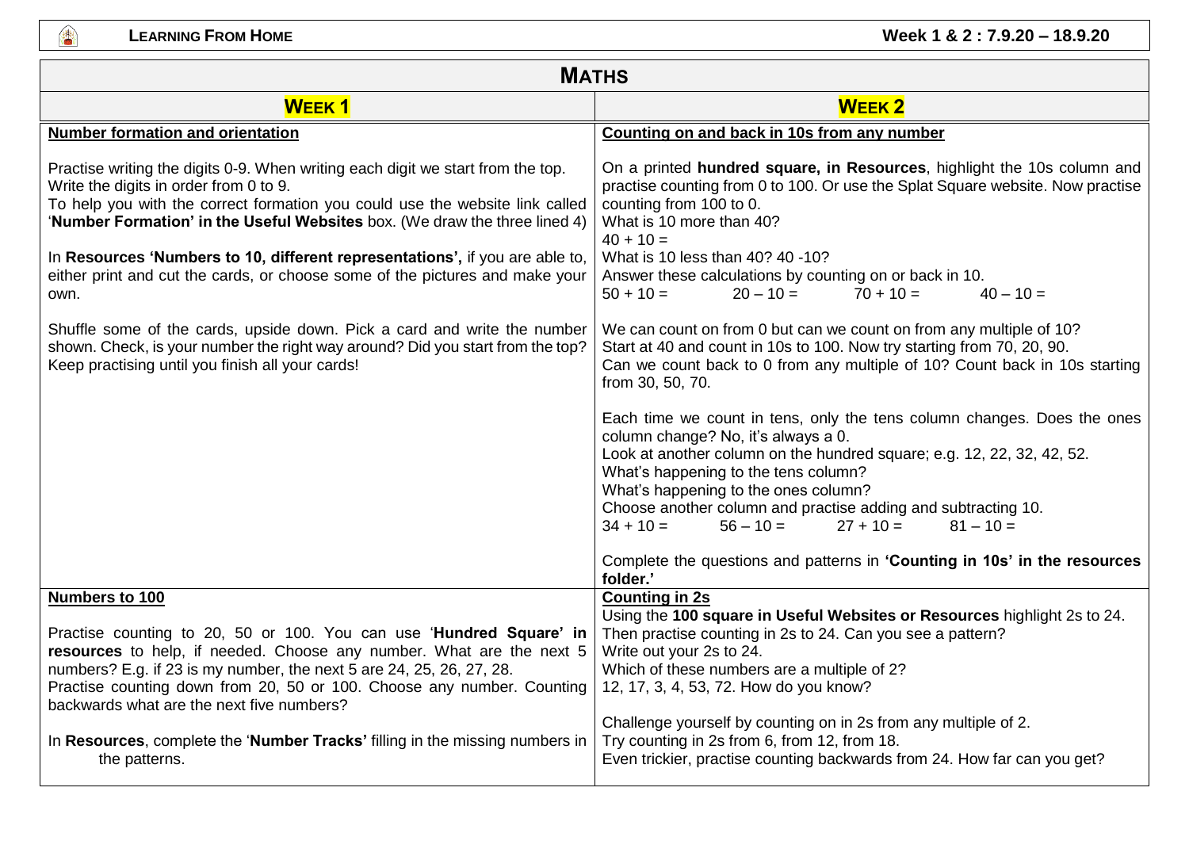**LEARNING FROM HOME** — **Week 1 & 2 : 7.9.20 – 18.9.20**

# MATHS

| **WEEK 1** | **WEEK 2** |
|---|---|
| **Number formation and orientation**<br><br>Practise writing the digits 0-9. When writing each digit we start from the top. Write the digits in order from 0 to 9.<br>To help you with the correct formation you could use the website link called '**Number Formation' in the Useful Websites** box. (We draw the three lined 4)<br><br>In **Resources 'Numbers to 10, different representations',** if you are able to, either print and cut the cards, or choose some of the pictures and make your own.<br><br>Shuffle some of the cards, upside down. Pick a card and write the number shown. Check, is your number the right way around? Did you start from the top? Keep practising until you finish all your cards! | **Counting on and back in 10s from any number**<br><br>On a printed **hundred square, in Resources**, highlight the 10s column and practise counting from 0 to 100. Or use the Splat Square website. Now practise counting from 100 to 0.<br>What is 10 more than 40?<br>40 + 10 =<br>What is 10 less than 40? 40 -10?<br>Answer these calculations by counting on or back in 10.<br>50 + 10 = &nbsp;&nbsp; 20 – 10 = &nbsp;&nbsp; 70 + 10 = &nbsp;&nbsp; 40 – 10 =<br><br>We can count on from 0 but can we count on from any multiple of 10?<br>Start at 40 and count in 10s to 100. Now try starting from 70, 20, 90.<br>Can we count back to 0 from any multiple of 10? Count back in 10s starting from 30, 50, 70.<br><br>Each time we count in tens, only the tens column changes. Does the ones column change? No, it's always a 0.<br>Look at another column on the hundred square; e.g. 12, 22, 32, 42, 52.<br>What's happening to the tens column?<br>What's happening to the ones column?<br>Choose another column and practise adding and subtracting 10.<br>34 + 10 = &nbsp;&nbsp; 56 – 10 = &nbsp;&nbsp; 27 + 10 = &nbsp;&nbsp; 81 – 10 =<br><br>Complete the questions and patterns in **'Counting in 10s' in the resources folder.'** |
| **Numbers to 100**<br><br>Practise counting to 20, 50 or 100. You can use '**Hundred Square' in resources** to help, if needed. Choose any number. What are the next 5 numbers? E.g. if 23 is my number, the next 5 are 24, 25, 26, 27, 28.<br>Practise counting down from 20, 50 or 100. Choose any number. Counting backwards what are the next five numbers?<br><br>In **Resources**, complete the '**Number Tracks'** filling in the missing numbers in the patterns. | **Counting in 2s**<br>Using the **100 square in Useful Websites or Resources** highlight 2s to 24.<br>Then practise counting in 2s to 24. Can you see a pattern?<br>Write out your 2s to 24.<br>Which of these numbers are a multiple of 2?<br>12, 17, 3, 4, 53, 72. How do you know?<br><br>Challenge yourself by counting on in 2s from any multiple of 2.<br>Try counting in 2s from 6, from 12, from 18.<br>Even trickier, practise counting backwards from 24. How far can you get? |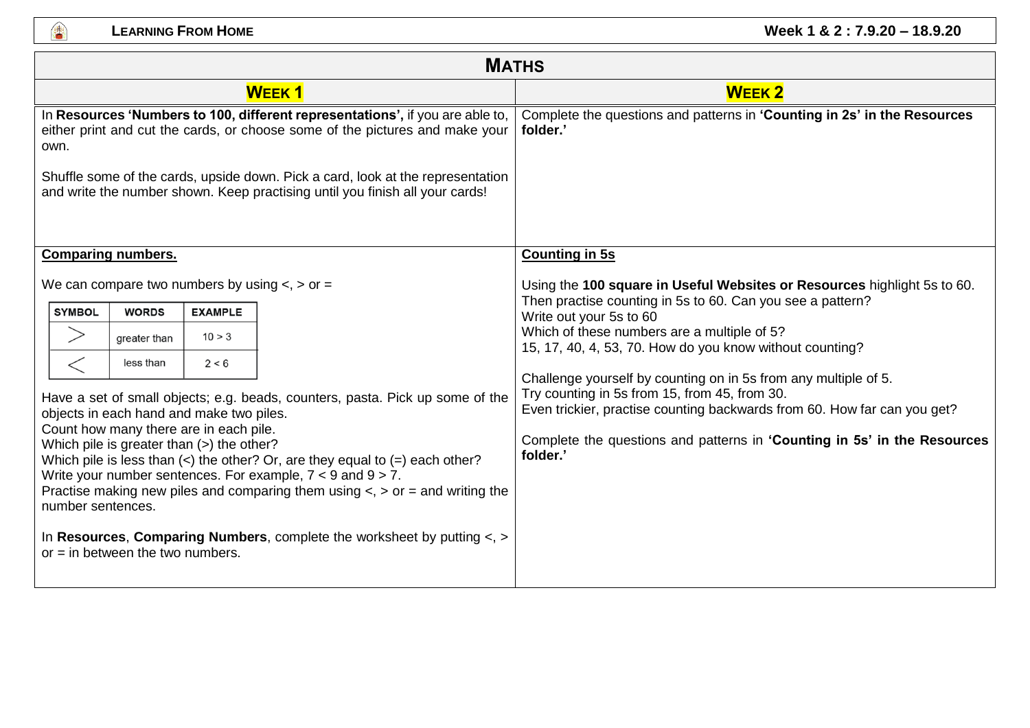# MATHS

## WEEK 1

In **Resources 'Numbers to 100, different representations',** if you are able to, either print and cut the cards, or choose some of the pictures and make your own.

Shuffle some of the cards, upside down. Pick a card, look at the representation and write the number shown. Keep practising until you finish all your cards!

**Comparing numbers.**

We can compare two numbers by using <, > or =

| SYMBOL | WORDS | EXAMPLE |
|---|---|---|
| > | greater than | 10 > 3 |
| < | less than | 2 < 6 |

Have a set of small objects; e.g. beads, counters, pasta. Pick up some of the objects in each hand and make two piles.
Count how many there are in each pile.
Which pile is greater than (>) the other?
Which pile is less than (<) the other? Or, are they equal to (=) each other?
Write your number sentences. For example, 7 < 9 and 9 > 7.
Practise making new piles and comparing them using <, > or = and writing the number sentences.

In **Resources**, **Comparing Numbers**, complete the worksheet by putting <, > or = in between the two numbers.

## WEEK 2

Complete the questions and patterns in **'Counting in 2s' in the Resources folder.'**

**Counting in 5s**

Using the **100 square in Useful Websites or Resources** highlight 5s to 60.
Then practise counting in 5s to 60. Can you see a pattern?
Write out your 5s to 60
Which of these numbers are a multiple of 5?
15, 17, 40, 4, 53, 70. How do you know without counting?

Challenge yourself by counting on in 5s from any multiple of 5.
Try counting in 5s from 15, from 45, from 30.
Even trickier, practise counting backwards from 60. How far can you get?

Complete the questions and patterns in **'Counting in 5s' in the Resources folder.'**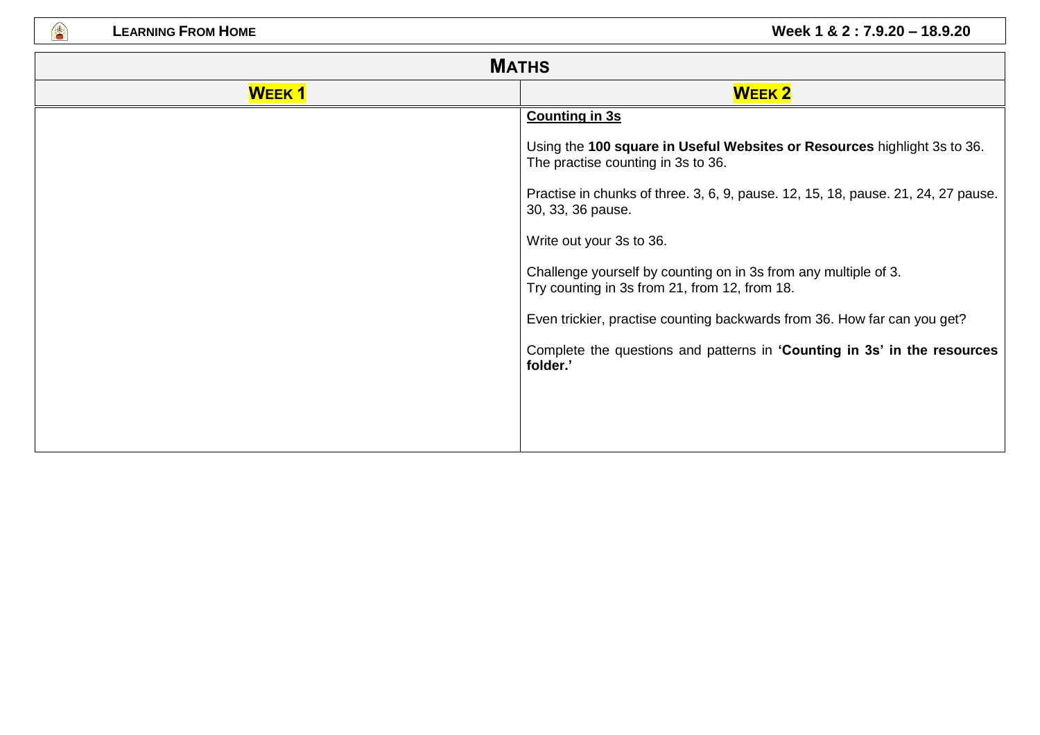## MATHS

| WEEK 1 | WEEK 2 |
|---|---|
| | **Counting in 3s**<br><br>Using the **100 square in Useful Websites or Resources** highlight 3s to 36. The practise counting in 3s to 36.<br><br>Practise in chunks of three. 3, 6, 9, pause. 12, 15, 18, pause. 21, 24, 27 pause. 30, 33, 36 pause.<br><br>Write out your 3s to 36.<br><br>Challenge yourself by counting on in 3s from any multiple of 3.<br>Try counting in 3s from 21, from 12, from 18.<br><br>Even trickier, practise counting backwards from 36. How far can you get?<br><br>Complete the questions and patterns in **'Counting in 3s' in the resources folder.'** |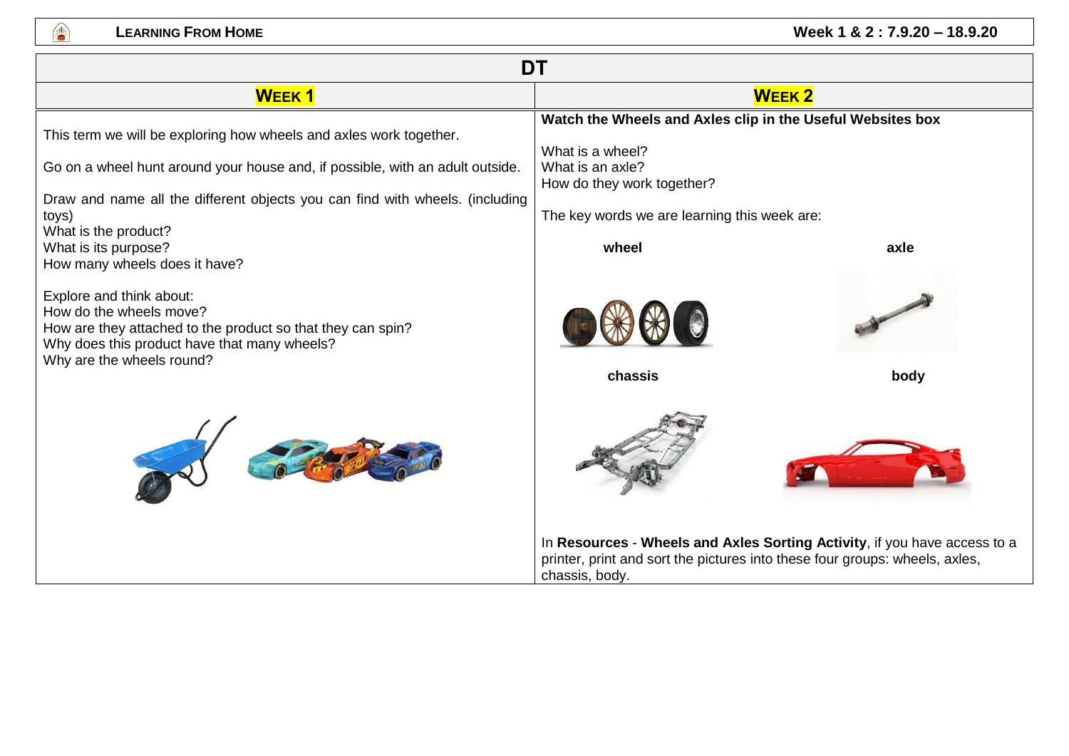# DT

## Week 1

This term we will be exploring how wheels and axles work together.

Go on a wheel hunt around your house and, if possible, with an adult outside.

Draw and name all the different objects you can find with wheels. (including toys)
What is the product?
What is its purpose?
How many wheels does it have?

Explore and think about:
How do the wheels move?
How are they attached to the product so that they can spin?
Why does this product have that many wheels?
Why are the wheels round?

## Week 2

**Watch the Wheels and Axles clip in the Useful Websites box**

What is a wheel?
What is an axle?
How do they work together?

The key words we are learning this week are:

**wheel**

**axle**

**chassis**

**body**

In **Resources** - **Wheels and Axles Sorting Activity**, if you have access to a printer, print and sort the pictures into these four groups: wheels, axles, chassis, body.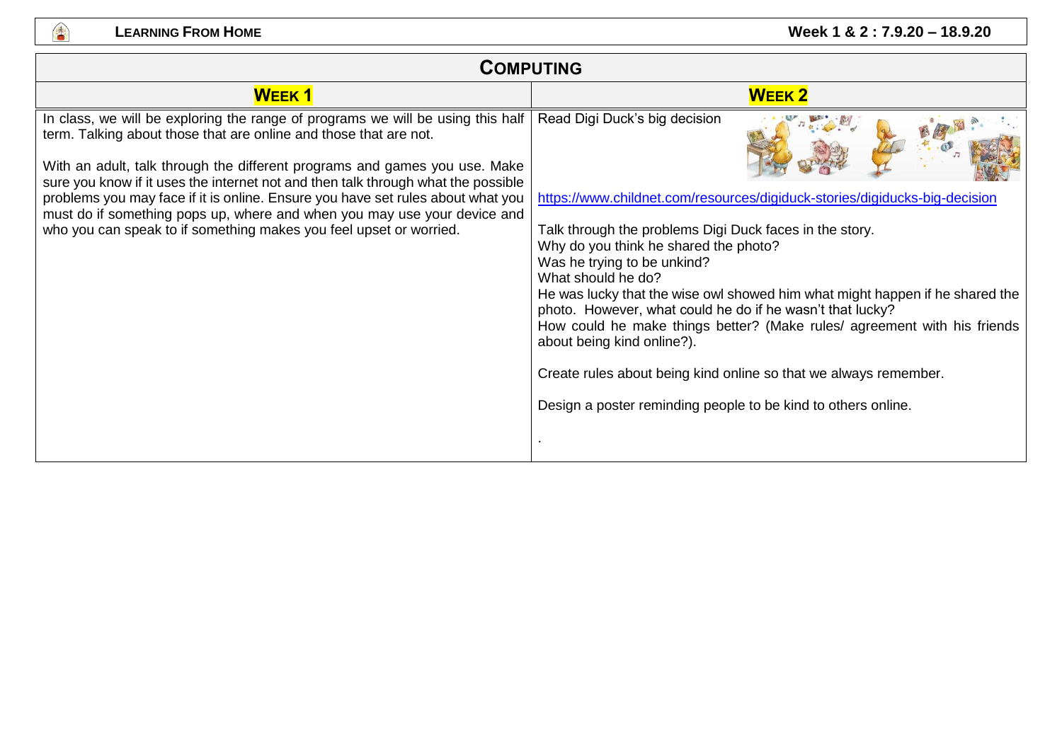**Learning From Home** — Week 1 & 2 : 7.9.20 – 18.9.20

# Computing

| Week 1 | Week 2 |
| --- | --- |
| In class, we will be exploring the range of programs we will be using this half term. Talking about those that are online and those that are not.<br><br>With an adult, talk through the different programs and games you use. Make sure you know if it uses the internet not and then talk through what the possible problems you may face if it is online. Ensure you have set rules about what you must do if something pops up, where and when you may use your device and who you can speak to if something makes you feel upset or worried. | Read Digi Duck's big decision<br><br>https://www.childnet.com/resources/digiduck-stories/digiducks-big-decision<br><br>Talk through the problems Digi Duck faces in the story.<br>Why do you think he shared the photo?<br>Was he trying to be unkind?<br>What should he do?<br>He was lucky that the wise owl showed him what might happen if he shared the photo. However, what could he do if he wasn't that lucky?<br>How could he make things better? (Make rules/ agreement with his friends about being kind online?).<br><br>Create rules about being kind online so that we always remember.<br><br>Design a poster reminding people to be kind to others online.<br><br>. |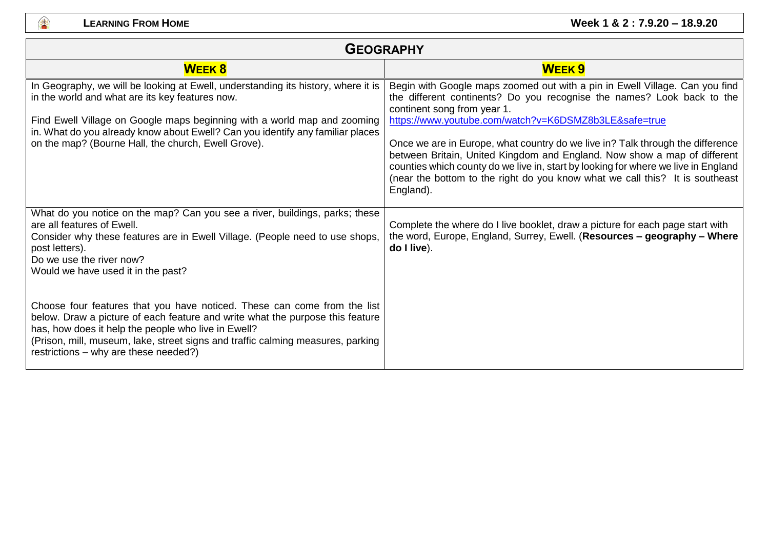## GEOGRAPHY

| WEEK 8 | WEEK 9 |
|---|---|
| In Geography, we will be looking at Ewell, understanding its history, where it is in the world and what are its key features now.<br><br>Find Ewell Village on Google maps beginning with a world map and zooming in. What do you already know about Ewell? Can you identify any familiar places on the map? (Bourne Hall, the church, Ewell Grove). | Begin with Google maps zoomed out with a pin in Ewell Village. Can you find the different continents? Do you recognise the names? Look back to the continent song from year 1.<br>https://www.youtube.com/watch?v=K6DSMZ8b3LE&safe=true<br><br>Once we are in Europe, what country do we live in? Talk through the difference between Britain, United Kingdom and England. Now show a map of different counties which county do we live in, start by looking for where we live in England (near the bottom to the right do you know what we call this? It is southeast England). |
| What do you notice on the map? Can you see a river, buildings, parks; these are all features of Ewell.<br>Consider why these features are in Ewell Village. (People need to use shops, post letters).<br>Do we use the river now?<br>Would we have used it in the past?<br><br>Choose four features that you have noticed. These can come from the list below. Draw a picture of each feature and write what the purpose this feature has, how does it help the people who live in Ewell?<br>(Prison, mill, museum, lake, street signs and traffic calming measures, parking restrictions – why are these needed?) | Complete the where do I live booklet, draw a picture for each page start with the word, Europe, England, Surrey, Ewell. (**Resources – geography – Where do I live**). |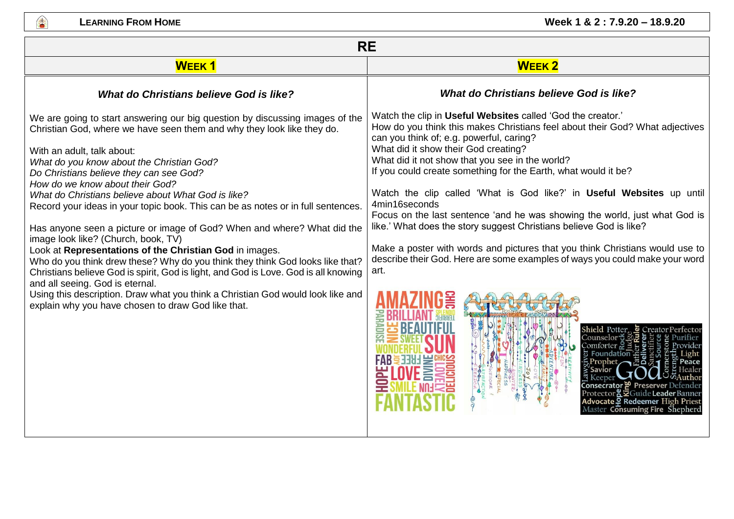# RE

## WEEK 1

### *What do Christians believe God is like?*

We are going to start answering our big question by discussing images of the Christian God, where we have seen them and why they look like they do.

With an adult, talk about:
*What do you know about the Christian God?*
*Do Christians believe they can see God?*
*How do we know about their God?*
*What do Christians believe about What God is like?*
Record your ideas in your topic book. This can be as notes or in full sentences.

Has anyone seen a picture or image of God? When and where? What did the image look like? (Church, book, TV)
Look at **Representations of the Christian God** in images.
Who do you think drew these? Why do you think they think God looks like that?
Christians believe God is spirit, God is light, and God is Love. God is all knowing and all seeing. God is eternal.
Using this description. Draw what you think a Christian God would look like and explain why you have chosen to draw God like that.

## WEEK 2

### *What do Christians believe God is like?*

Watch the clip in **Useful Websites** called 'God the creator.'
How do you think this makes Christians feel about their God? What adjectives can you think of; e.g. powerful, caring?
What did it show their God creating?
What did it not show that you see in the world?
If you could create something for the Earth, what would it be?

Watch the clip called 'What is God like?' in **Useful Websites** up until 4min16seconds
Focus on the last sentence 'and he was showing the world, just what God is like.' What does the story suggest Christians believe God is like?

Make a poster with words and pictures that you think Christians would use to describe their God. Here are some examples of ways you could make your word art.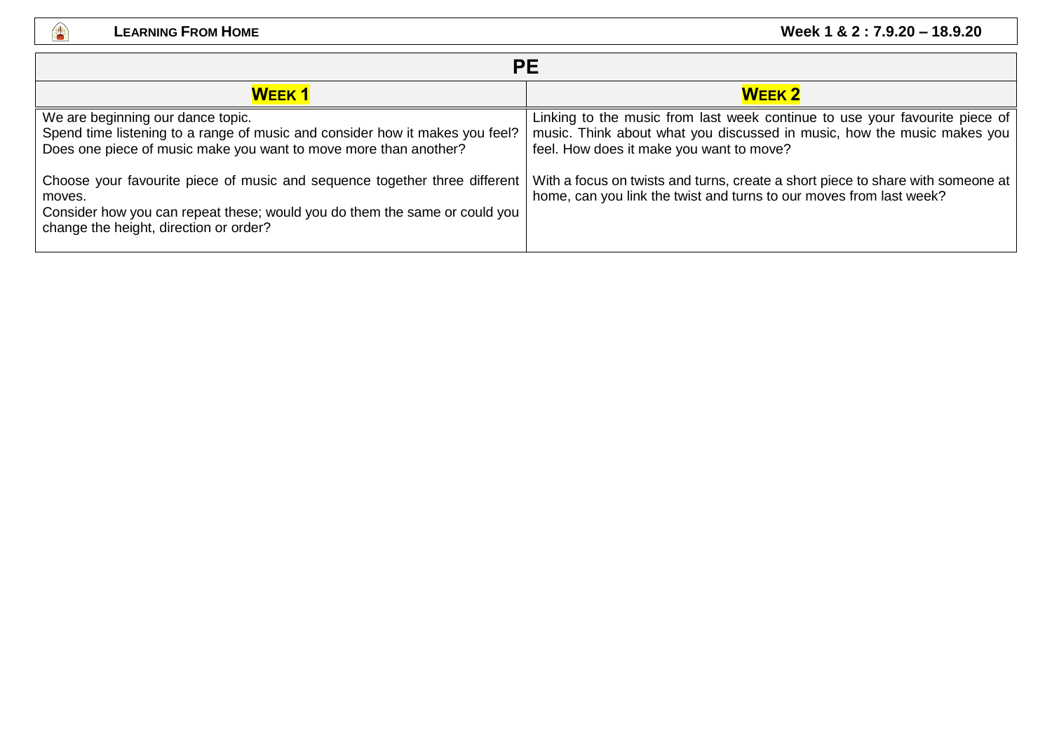# PE

| Week 1 | Week 2 |
| --- | --- |
| We are beginning our dance topic.<br>Spend time listening to a range of music and consider how it makes you feel? Does one piece of music make you want to move more than another?<br><br>Choose your favourite piece of music and sequence together three different moves.<br>Consider how you can repeat these; would you do them the same or could you change the height, direction or order? | Linking to the music from last week continue to use your favourite piece of music. Think about what you discussed in music, how the music makes you feel. How does it make you want to move?<br><br>With a focus on twists and turns, create a short piece to share with someone at home, can you link the twist and turns to our moves from last week? |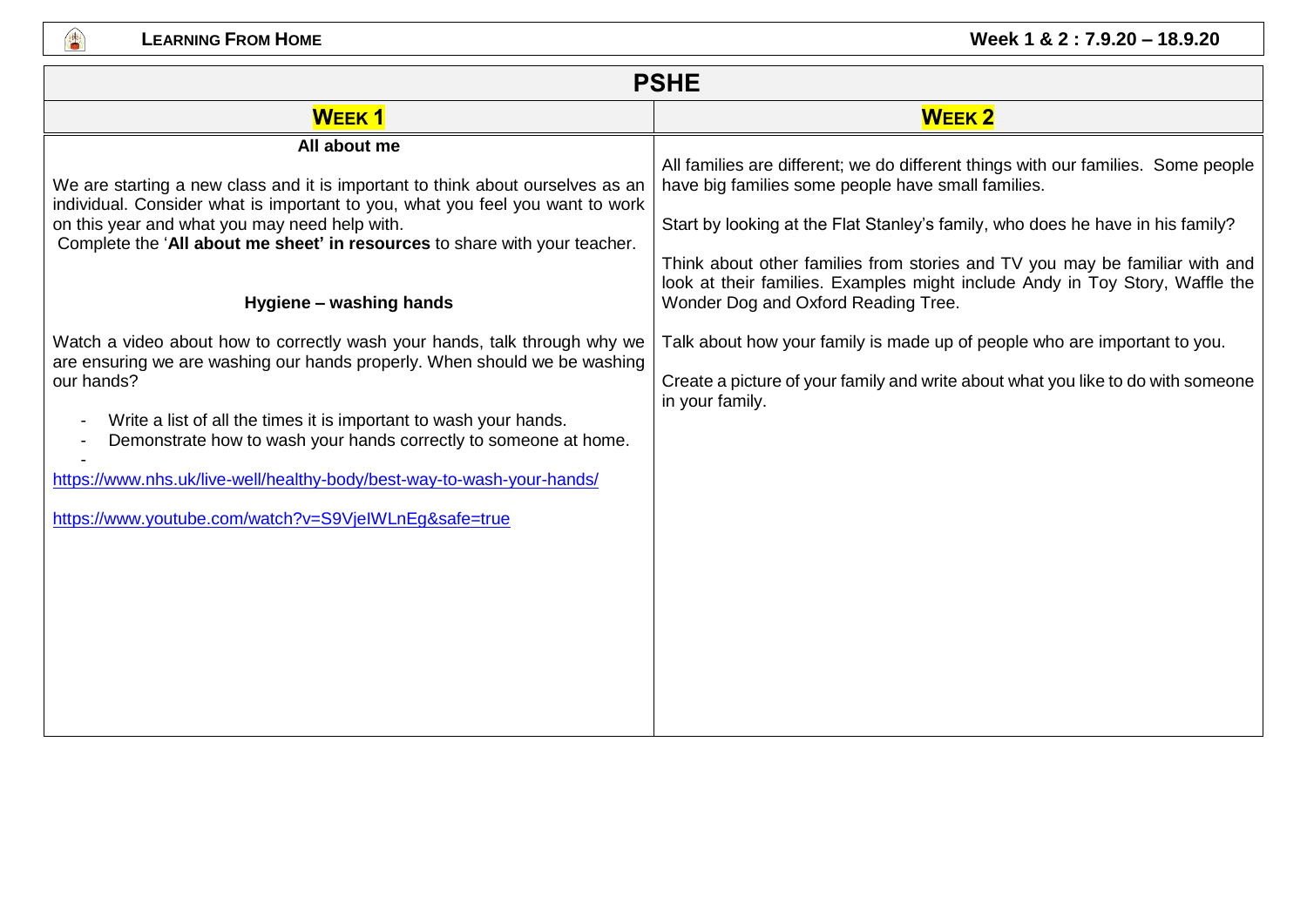# PSHE

| **WEEK 1** | **WEEK 2** |
| --- | --- |
| **All about me**<br><br>We are starting a new class and it is important to think about ourselves as an individual. Consider what is important to you, what you feel you want to work on this year and what you may need help with.<br>Complete the '**All about me sheet' in resources** to share with your teacher.<br><br>**Hygiene – washing hands**<br><br>Watch a video about how to correctly wash your hands, talk through why we are ensuring we are washing our hands properly. When should we be washing our hands?<br><br>- Write a list of all the times it is important to wash your hands.<br>- Demonstrate how to wash your hands correctly to someone at home.<br>-<br><br>https://www.nhs.uk/live-well/healthy-body/best-way-to-wash-your-hands/<br><br>https://www.youtube.com/watch?v=S9VjeIWLnEg&safe=true | All families are different; we do different things with our families. Some people have big families some people have small families.<br><br>Start by looking at the Flat Stanley's family, who does he have in his family?<br><br>Think about other families from stories and TV you may be familiar with and look at their families. Examples might include Andy in Toy Story, Waffle the Wonder Dog and Oxford Reading Tree.<br><br>Talk about how your family is made up of people who are important to you.<br><br>Create a picture of your family and write about what you like to do with someone in your family. |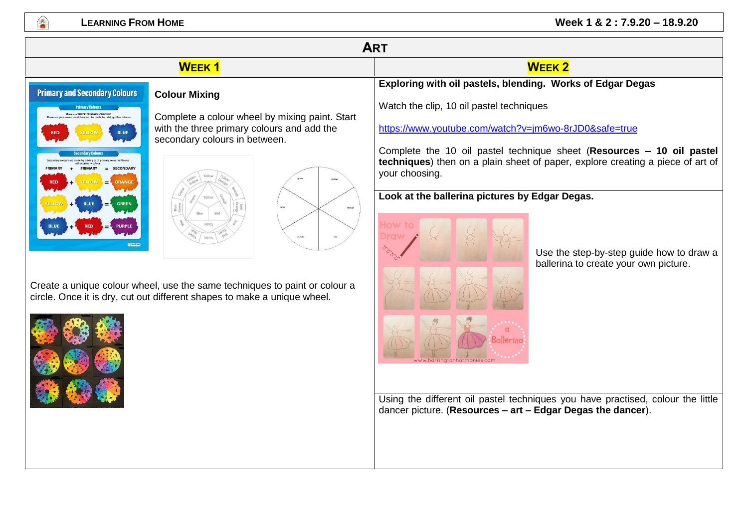# ART

## WEEK 1

**Colour Mixing**

Complete a colour wheel by mixing paint. Start with the three primary colours and add the secondary colours in between.

Create a unique colour wheel, use the same techniques to paint or colour a circle. Once it is dry, cut out different shapes to make a unique wheel.

## WEEK 2

**Exploring with oil pastels, blending. Works of Edgar Degas**

Watch the clip, 10 oil pastel techniques

https://www.youtube.com/watch?v=jm6wo-8rJD0&safe=true

Complete the 10 oil pastel technique sheet (**Resources – 10 oil pastel techniques**) then on a plain sheet of paper, explore creating a piece of art of your choosing.

**Look at the ballerina pictures by Edgar Degas.**

Use the step-by-step guide how to draw a ballerina to create your own picture.

Using the different oil pastel techniques you have practised, colour the little dancer picture. (**Resources – art – Edgar Degas the dancer**).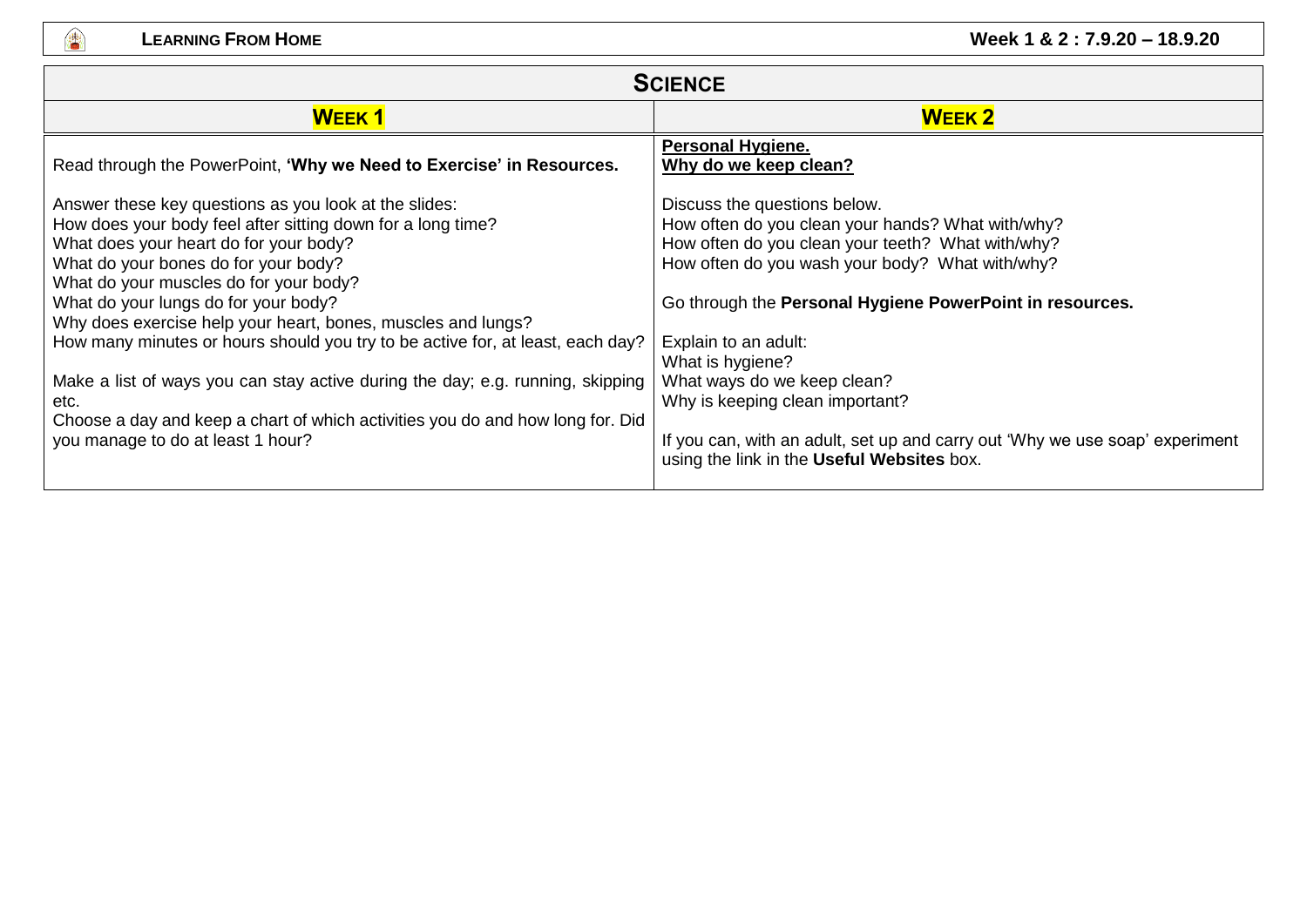# Science

| Week 1 | Week 2 |
|---|---|
| Read through the PowerPoint, **'Why we Need to Exercise' in Resources.**<br><br>Answer these key questions as you look at the slides:<br>How does your body feel after sitting down for a long time?<br>What does your heart do for your body?<br>What do your bones do for your body?<br>What do your muscles do for your body?<br>What do your lungs do for your body?<br>Why does exercise help your heart, bones, muscles and lungs?<br>How many minutes or hours should you try to be active for, at least, each day?<br><br>Make a list of ways you can stay active during the day; e.g. running, skipping etc.<br>Choose a day and keep a chart of which activities you do and how long for. Did you manage to do at least 1 hour? | **Personal Hygiene.**<br>**Why do we keep clean?**<br><br>Discuss the questions below.<br>How often do you clean your hands? What with/why?<br>How often do you clean your teeth? What with/why?<br>How often do you wash your body? What with/why?<br><br>Go through the **Personal Hygiene PowerPoint in resources.**<br><br>Explain to an adult:<br>What is hygiene?<br>What ways do we keep clean?<br>Why is keeping clean important?<br><br>If you can, with an adult, set up and carry out 'Why we use soap' experiment using the link in the **Useful Websites** box. |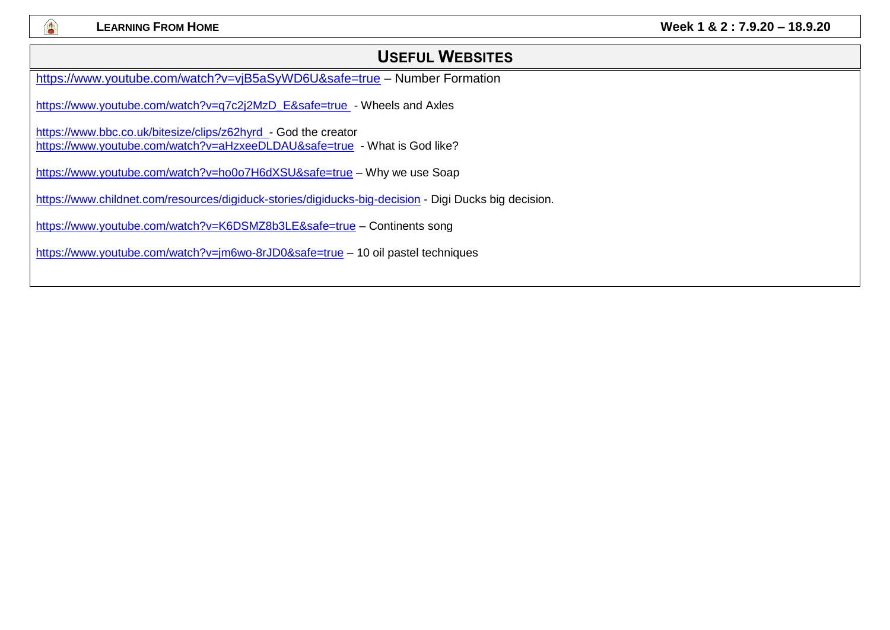## USEFUL WEBSITES

https://www.youtube.com/watch?v=vjB5aSyWD6U&safe=true – Number Formation

https://www.youtube.com/watch?v=q7c2j2MzD_E&safe=true - Wheels and Axles

https://www.bbc.co.uk/bitesize/clips/z62hyrd - God the creator
https://www.youtube.com/watch?v=aHzxeeDLDAU&safe=true - What is God like?

https://www.youtube.com/watch?v=ho0o7H6dXSU&safe=true – Why we use Soap

https://www.childnet.com/resources/digiduck-stories/digiducks-big-decision - Digi Ducks big decision.

https://www.youtube.com/watch?v=K6DSMZ8b3LE&safe=true – Continents song

https://www.youtube.com/watch?v=jm6wo-8rJD0&safe=true – 10 oil pastel techniques